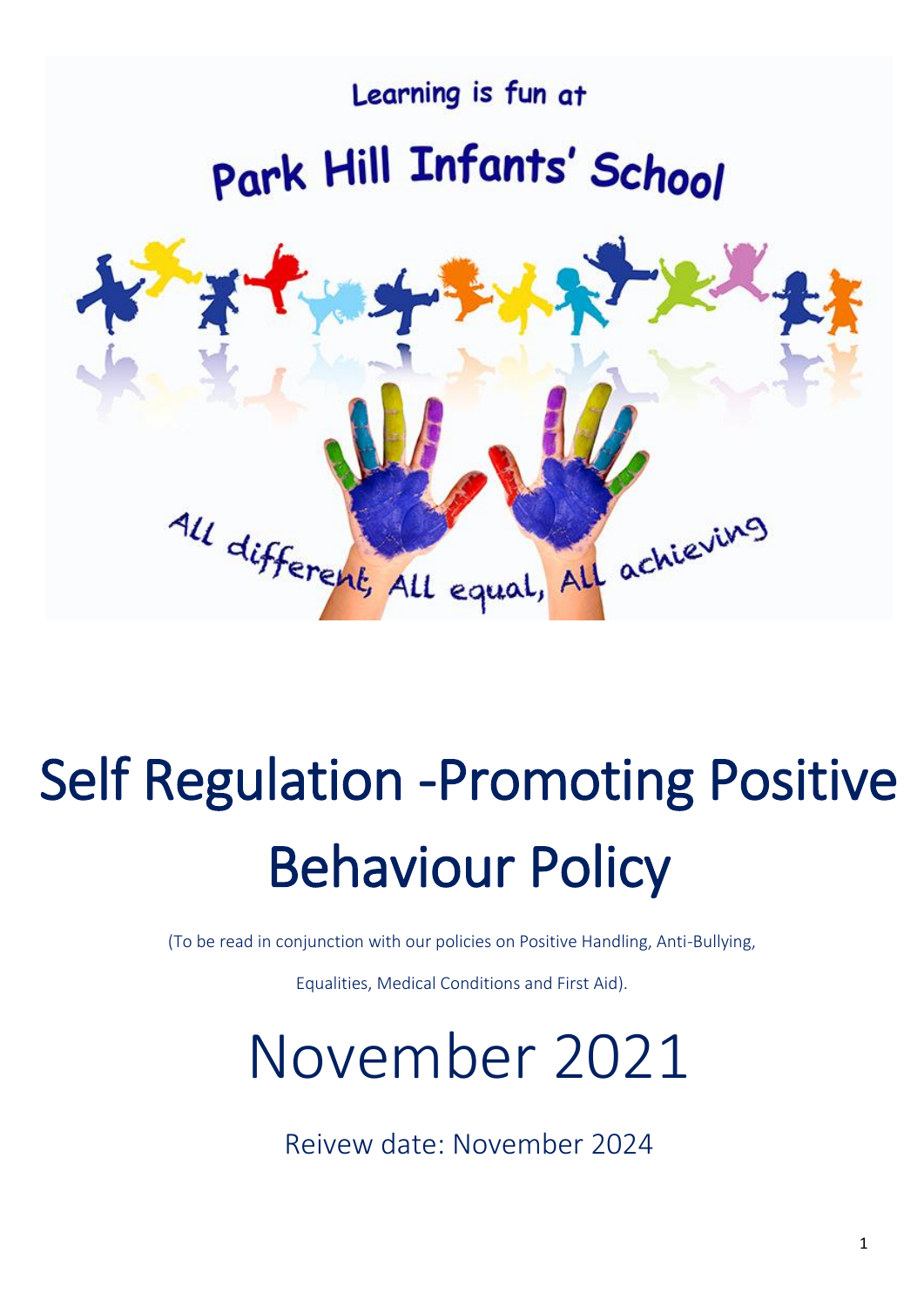Learning is fun at

Park Hill Infants' School

All different, All equal, All achieving

# Self Regulation -Promoting Positive Behaviour Policy

(To be read in conjunction with our policies on Positive Handling, Anti-Bullying, Equalities, Medical Conditions and First Aid).

# November 2021

Reivew date: November 2024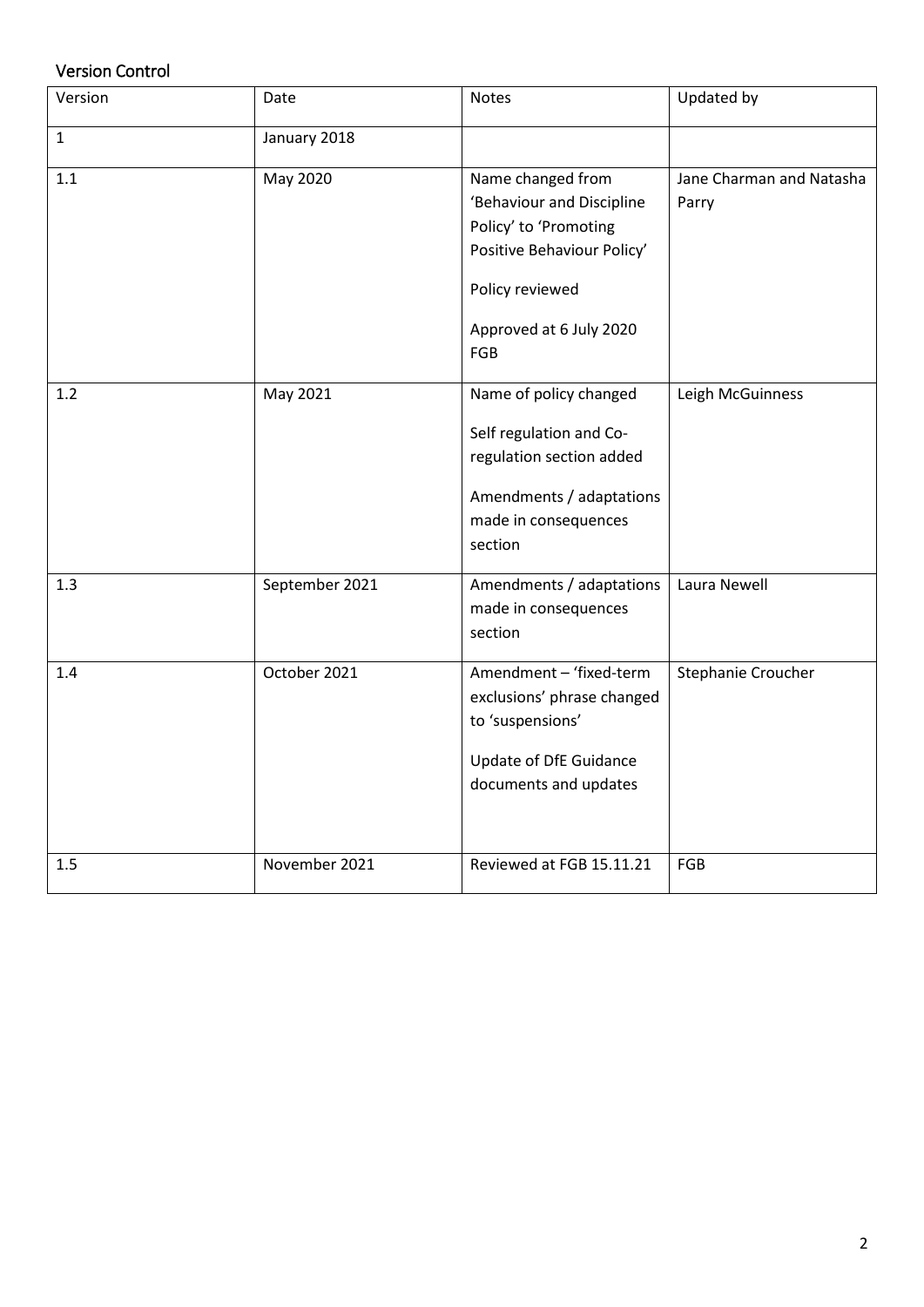## Version Control

| Version | Date | Notes | Updated by |
| --- | --- | --- | --- |
| 1 | January 2018 | | |
| 1.1 | May 2020 | Name changed from 'Behaviour and Discipline Policy' to 'Promoting Positive Behaviour Policy'<br><br>Policy reviewed<br><br>Approved at 6 July 2020 FGB | Jane Charman and Natasha Parry |
| 1.2 | May 2021 | Name of policy changed<br><br>Self regulation and Co-regulation section added<br><br>Amendments / adaptations made in consequences section | Leigh McGuinness |
| 1.3 | September 2021 | Amendments / adaptations made in consequences section | Laura Newell |
| 1.4 | October 2021 | Amendment – 'fixed-term exclusions' phrase changed to 'suspensions'<br><br>Update of DfE Guidance documents and updates | Stephanie Croucher |
| 1.5 | November 2021 | Reviewed at FGB 15.11.21 | FGB |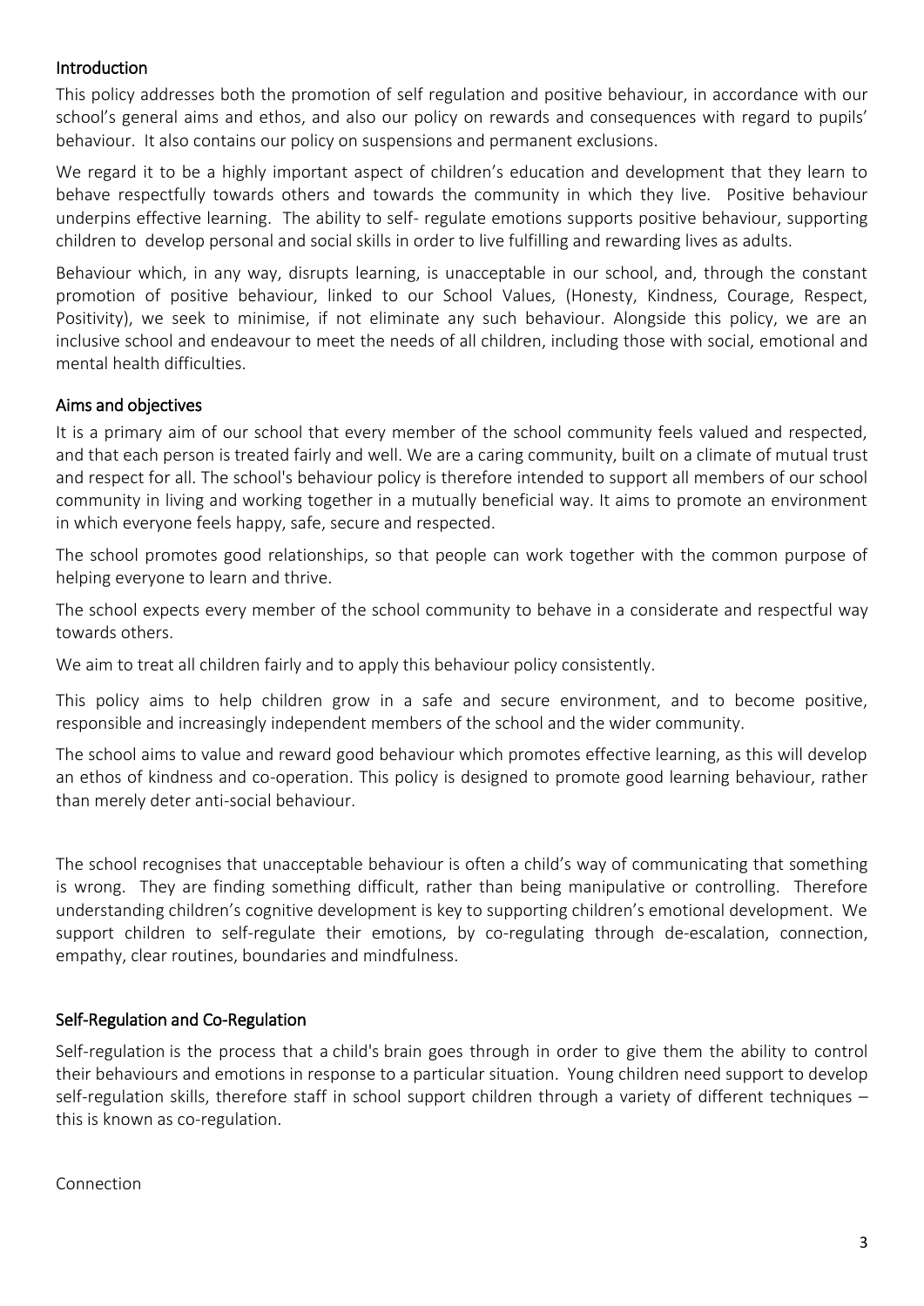## Introduction

This policy addresses both the promotion of self regulation and positive behaviour, in accordance with our school's general aims and ethos, and also our policy on rewards and consequences with regard to pupils' behaviour. It also contains our policy on suspensions and permanent exclusions.

We regard it to be a highly important aspect of children's education and development that they learn to behave respectfully towards others and towards the community in which they live. Positive behaviour underpins effective learning. The ability to self- regulate emotions supports positive behaviour, supporting children to develop personal and social skills in order to live fulfilling and rewarding lives as adults.

Behaviour which, in any way, disrupts learning, is unacceptable in our school, and, through the constant promotion of positive behaviour, linked to our School Values, (Honesty, Kindness, Courage, Respect, Positivity), we seek to minimise, if not eliminate any such behaviour. Alongside this policy, we are an inclusive school and endeavour to meet the needs of all children, including those with social, emotional and mental health difficulties.

## Aims and objectives

It is a primary aim of our school that every member of the school community feels valued and respected, and that each person is treated fairly and well. We are a caring community, built on a climate of mutual trust and respect for all. The school's behaviour policy is therefore intended to support all members of our school community in living and working together in a mutually beneficial way. It aims to promote an environment in which everyone feels happy, safe, secure and respected.

The school promotes good relationships, so that people can work together with the common purpose of helping everyone to learn and thrive.

The school expects every member of the school community to behave in a considerate and respectful way towards others.

We aim to treat all children fairly and to apply this behaviour policy consistently.

This policy aims to help children grow in a safe and secure environment, and to become positive, responsible and increasingly independent members of the school and the wider community.

The school aims to value and reward good behaviour which promotes effective learning, as this will develop an ethos of kindness and co-operation. This policy is designed to promote good learning behaviour, rather than merely deter anti-social behaviour.

The school recognises that unacceptable behaviour is often a child's way of communicating that something is wrong. They are finding something difficult, rather than being manipulative or controlling. Therefore understanding children's cognitive development is key to supporting children's emotional development. We support children to self-regulate their emotions, by co-regulating through de-escalation, connection, empathy, clear routines, boundaries and mindfulness.

## Self-Regulation and Co-Regulation

Self-regulation is the process that a child's brain goes through in order to give them the ability to control their behaviours and emotions in response to a particular situation. Young children need support to develop self-regulation skills, therefore staff in school support children through a variety of different techniques – this is known as co-regulation.

Connection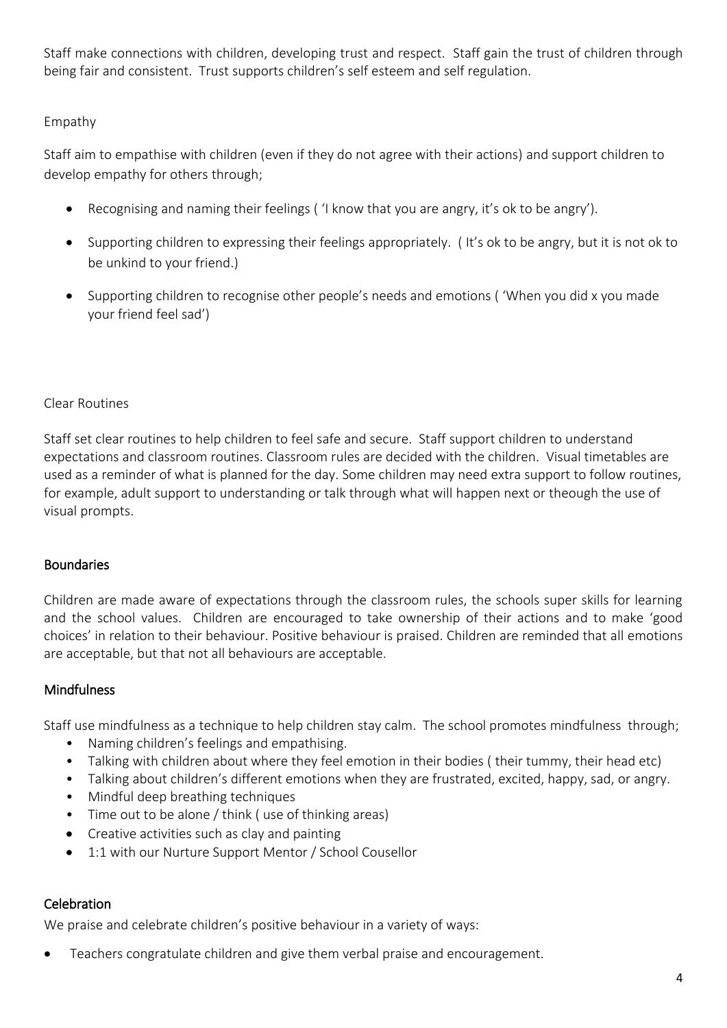Staff make connections with children, developing trust and respect. Staff gain the trust of children through being fair and consistent. Trust supports children's self esteem and self regulation.

Empathy

Staff aim to empathise with children (even if they do not agree with their actions) and support children to develop empathy for others through;

- Recognising and naming their feelings ( 'I know that you are angry, it's ok to be angry').
- Supporting children to expressing their feelings appropriately. ( It's ok to be angry, but it is not ok to be unkind to your friend.)
- Supporting children to recognise other people's needs and emotions ( 'When you did x you made your friend feel sad')

Clear Routines

Staff set clear routines to help children to feel safe and secure. Staff support children to understand expectations and classroom routines. Classroom rules are decided with the children. Visual timetables are used as a reminder of what is planned for the day. Some children may need extra support to follow routines, for example, adult support to understanding or talk through what will happen next or theough the use of visual prompts.

## Boundaries

Children are made aware of expectations through the classroom rules, the schools super skills for learning and the school values. Children are encouraged to take ownership of their actions and to make 'good choices' in relation to their behaviour. Positive behaviour is praised. Children are reminded that all emotions are acceptable, but that not all behaviours are acceptable.

## Mindfulness

Staff use mindfulness as a technique to help children stay calm. The school promotes mindfulness through;

- Naming children's feelings and empathising.
- Talking with children about where they feel emotion in their bodies ( their tummy, their head etc)
- Talking about children's different emotions when they are frustrated, excited, happy, sad, or angry.
- Mindful deep breathing techniques
- Time out to be alone / think ( use of thinking areas)
- Creative activities such as clay and painting
- 1:1 with our Nurture Support Mentor / School Cousellor

## Celebration

We praise and celebrate children's positive behaviour in a variety of ways:

- Teachers congratulate children and give them verbal praise and encouragement.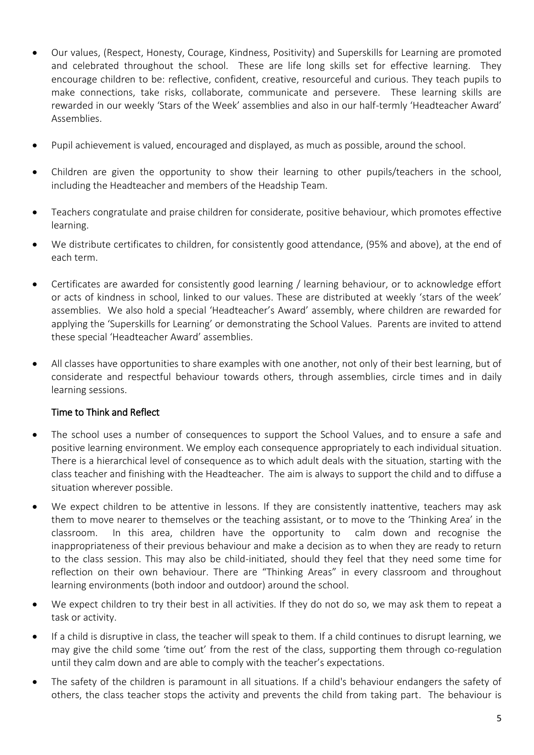- Our values, (Respect, Honesty, Courage, Kindness, Positivity) and Superskills for Learning are promoted and celebrated throughout the school. These are life long skills set for effective learning. They encourage children to be: reflective, confident, creative, resourceful and curious. They teach pupils to make connections, take risks, collaborate, communicate and persevere. These learning skills are rewarded in our weekly 'Stars of the Week' assemblies and also in our half-termly 'Headteacher Award' Assemblies.

- Pupil achievement is valued, encouraged and displayed, as much as possible, around the school.

- Children are given the opportunity to show their learning to other pupils/teachers in the school, including the Headteacher and members of the Headship Team.

- Teachers congratulate and praise children for considerate, positive behaviour, which promotes effective learning.

- We distribute certificates to children, for consistently good attendance, (95% and above), at the end of each term.

- Certificates are awarded for consistently good learning / learning behaviour, or to acknowledge effort or acts of kindness in school, linked to our values. These are distributed at weekly 'stars of the week' assemblies. We also hold a special 'Headteacher's Award' assembly, where children are rewarded for applying the 'Superskills for Learning' or demonstrating the School Values. Parents are invited to attend these special 'Headteacher Award' assemblies.

- All classes have opportunities to share examples with one another, not only of their best learning, but of considerate and respectful behaviour towards others, through assemblies, circle times and in daily learning sessions.

### Time to Think and Reflect

- The school uses a number of consequences to support the School Values, and to ensure a safe and positive learning environment. We employ each consequence appropriately to each individual situation. There is a hierarchical level of consequence as to which adult deals with the situation, starting with the class teacher and finishing with the Headteacher. The aim is always to support the child and to diffuse a situation wherever possible.

- We expect children to be attentive in lessons. If they are consistently inattentive, teachers may ask them to move nearer to themselves or the teaching assistant, or to move to the 'Thinking Area' in the classroom. In this area, children have the opportunity to calm down and recognise the inappropriateness of their previous behaviour and make a decision as to when they are ready to return to the class session. This may also be child-initiated, should they feel that they need some time for reflection on their own behaviour. There are "Thinking Areas" in every classroom and throughout learning environments (both indoor and outdoor) around the school.

- We expect children to try their best in all activities. If they do not do so, we may ask them to repeat a task or activity.

- If a child is disruptive in class, the teacher will speak to them. If a child continues to disrupt learning, we may give the child some 'time out' from the rest of the class, supporting them through co-regulation until they calm down and are able to comply with the teacher's expectations.

- The safety of the children is paramount in all situations. If a child's behaviour endangers the safety of others, the class teacher stops the activity and prevents the child from taking part. The behaviour is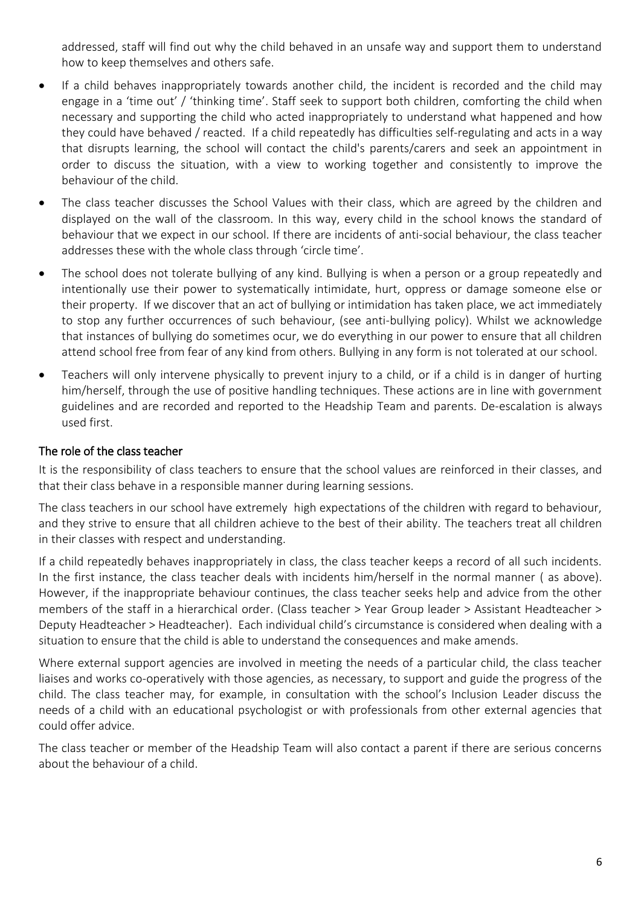addressed, staff will find out why the child behaved in an unsafe way and support them to understand how to keep themselves and others safe.

- If a child behaves inappropriately towards another child, the incident is recorded and the child may engage in a 'time out' / 'thinking time'. Staff seek to support both children, comforting the child when necessary and supporting the child who acted inappropriately to understand what happened and how they could have behaved / reacted. If a child repeatedly has difficulties self-regulating and acts in a way that disrupts learning, the school will contact the child's parents/carers and seek an appointment in order to discuss the situation, with a view to working together and consistently to improve the behaviour of the child.
- The class teacher discusses the School Values with their class, which are agreed by the children and displayed on the wall of the classroom. In this way, every child in the school knows the standard of behaviour that we expect in our school. If there are incidents of anti-social behaviour, the class teacher addresses these with the whole class through 'circle time'.
- The school does not tolerate bullying of any kind. Bullying is when a person or a group repeatedly and intentionally use their power to systematically intimidate, hurt, oppress or damage someone else or their property. If we discover that an act of bullying or intimidation has taken place, we act immediately to stop any further occurrences of such behaviour, (see anti-bullying policy). Whilst we acknowledge that instances of bullying do sometimes ocur, we do everything in our power to ensure that all children attend school free from fear of any kind from others. Bullying in any form is not tolerated at our school.
- Teachers will only intervene physically to prevent injury to a child, or if a child is in danger of hurting him/herself, through the use of positive handling techniques. These actions are in line with government guidelines and are recorded and reported to the Headship Team and parents. De-escalation is always used first.

## The role of the class teacher

It is the responsibility of class teachers to ensure that the school values are reinforced in their classes, and that their class behave in a responsible manner during learning sessions.

The class teachers in our school have extremely high expectations of the children with regard to behaviour, and they strive to ensure that all children achieve to the best of their ability. The teachers treat all children in their classes with respect and understanding.

If a child repeatedly behaves inappropriately in class, the class teacher keeps a record of all such incidents. In the first instance, the class teacher deals with incidents him/herself in the normal manner ( as above). However, if the inappropriate behaviour continues, the class teacher seeks help and advice from the other members of the staff in a hierarchical order. (Class teacher > Year Group leader > Assistant Headteacher > Deputy Headteacher > Headteacher). Each individual child's circumstance is considered when dealing with a situation to ensure that the child is able to understand the consequences and make amends.

Where external support agencies are involved in meeting the needs of a particular child, the class teacher liaises and works co-operatively with those agencies, as necessary, to support and guide the progress of the child. The class teacher may, for example, in consultation with the school's Inclusion Leader discuss the needs of a child with an educational psychologist or with professionals from other external agencies that could offer advice.

The class teacher or member of the Headship Team will also contact a parent if there are serious concerns about the behaviour of a child.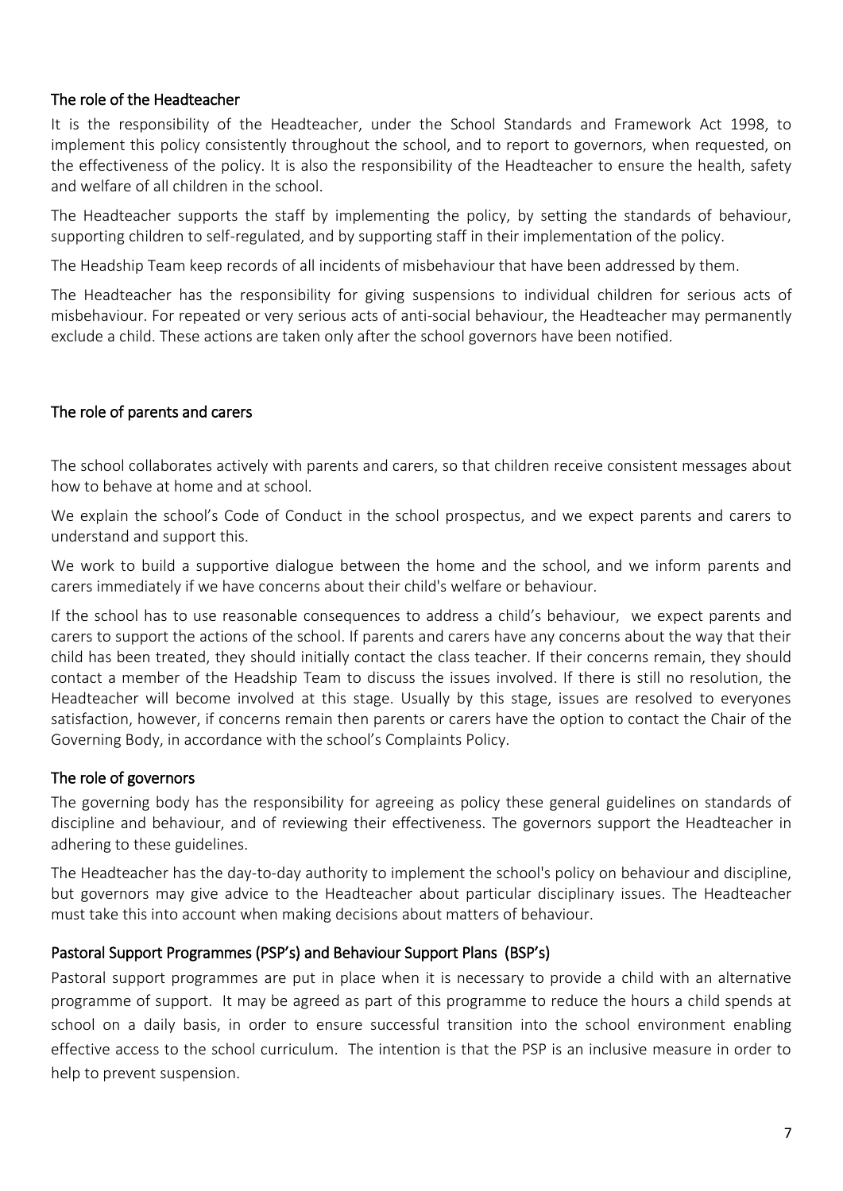## The role of the Headteacher

It is the responsibility of the Headteacher, under the School Standards and Framework Act 1998, to implement this policy consistently throughout the school, and to report to governors, when requested, on the effectiveness of the policy. It is also the responsibility of the Headteacher to ensure the health, safety and welfare of all children in the school.

The Headteacher supports the staff by implementing the policy, by setting the standards of behaviour, supporting children to self-regulated, and by supporting staff in their implementation of the policy.

The Headship Team keep records of all incidents of misbehaviour that have been addressed by them.

The Headteacher has the responsibility for giving suspensions to individual children for serious acts of misbehaviour. For repeated or very serious acts of anti-social behaviour, the Headteacher may permanently exclude a child. These actions are taken only after the school governors have been notified.

## The role of parents and carers

The school collaborates actively with parents and carers, so that children receive consistent messages about how to behave at home and at school.

We explain the school's Code of Conduct in the school prospectus, and we expect parents and carers to understand and support this.

We work to build a supportive dialogue between the home and the school, and we inform parents and carers immediately if we have concerns about their child's welfare or behaviour.

If the school has to use reasonable consequences to address a child's behaviour, we expect parents and carers to support the actions of the school. If parents and carers have any concerns about the way that their child has been treated, they should initially contact the class teacher. If their concerns remain, they should contact a member of the Headship Team to discuss the issues involved. If there is still no resolution, the Headteacher will become involved at this stage. Usually by this stage, issues are resolved to everyones satisfaction, however, if concerns remain then parents or carers have the option to contact the Chair of the Governing Body, in accordance with the school's Complaints Policy.

## The role of governors

The governing body has the responsibility for agreeing as policy these general guidelines on standards of discipline and behaviour, and of reviewing their effectiveness. The governors support the Headteacher in adhering to these guidelines.

The Headteacher has the day-to-day authority to implement the school's policy on behaviour and discipline, but governors may give advice to the Headteacher about particular disciplinary issues. The Headteacher must take this into account when making decisions about matters of behaviour.

## Pastoral Support Programmes (PSP's) and Behaviour Support Plans (BSP's)

Pastoral support programmes are put in place when it is necessary to provide a child with an alternative programme of support. It may be agreed as part of this programme to reduce the hours a child spends at school on a daily basis, in order to ensure successful transition into the school environment enabling effective access to the school curriculum. The intention is that the PSP is an inclusive measure in order to help to prevent suspension.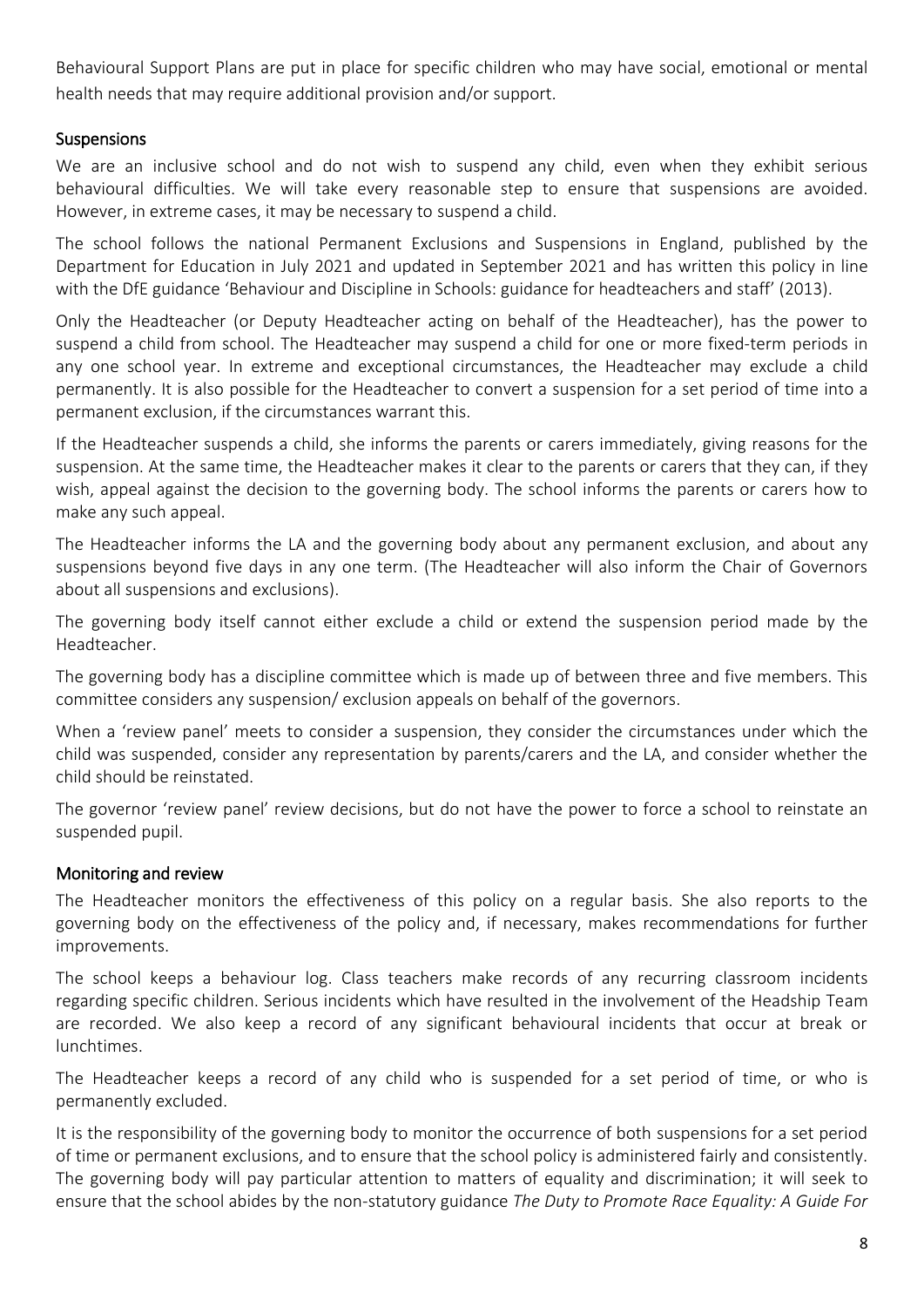Behavioural Support Plans are put in place for specific children who may have social, emotional or mental health needs that may require additional provision and/or support.

## Suspensions

We are an inclusive school and do not wish to suspend any child, even when they exhibit serious behavioural difficulties. We will take every reasonable step to ensure that suspensions are avoided. However, in extreme cases, it may be necessary to suspend a child.

The school follows the national Permanent Exclusions and Suspensions in England, published by the Department for Education in July 2021 and updated in September 2021 and has written this policy in line with the DfE guidance 'Behaviour and Discipline in Schools: guidance for headteachers and staff' (2013).

Only the Headteacher (or Deputy Headteacher acting on behalf of the Headteacher), has the power to suspend a child from school. The Headteacher may suspend a child for one or more fixed-term periods in any one school year. In extreme and exceptional circumstances, the Headteacher may exclude a child permanently. It is also possible for the Headteacher to convert a suspension for a set period of time into a permanent exclusion, if the circumstances warrant this.

If the Headteacher suspends a child, she informs the parents or carers immediately, giving reasons for the suspension. At the same time, the Headteacher makes it clear to the parents or carers that they can, if they wish, appeal against the decision to the governing body. The school informs the parents or carers how to make any such appeal.

The Headteacher informs the LA and the governing body about any permanent exclusion, and about any suspensions beyond five days in any one term. (The Headteacher will also inform the Chair of Governors about all suspensions and exclusions).

The governing body itself cannot either exclude a child or extend the suspension period made by the Headteacher.

The governing body has a discipline committee which is made up of between three and five members. This committee considers any suspension/ exclusion appeals on behalf of the governors.

When a 'review panel' meets to consider a suspension, they consider the circumstances under which the child was suspended, consider any representation by parents/carers and the LA, and consider whether the child should be reinstated.

The governor 'review panel' review decisions, but do not have the power to force a school to reinstate an suspended pupil.

## Monitoring and review

The Headteacher monitors the effectiveness of this policy on a regular basis. She also reports to the governing body on the effectiveness of the policy and, if necessary, makes recommendations for further improvements.

The school keeps a behaviour log. Class teachers make records of any recurring classroom incidents regarding specific children. Serious incidents which have resulted in the involvement of the Headship Team are recorded. We also keep a record of any significant behavioural incidents that occur at break or lunchtimes.

The Headteacher keeps a record of any child who is suspended for a set period of time, or who is permanently excluded.

It is the responsibility of the governing body to monitor the occurrence of both suspensions for a set period of time or permanent exclusions, and to ensure that the school policy is administered fairly and consistently. The governing body will pay particular attention to matters of equality and discrimination; it will seek to ensure that the school abides by the non-statutory guidance *The Duty to Promote Race Equality: A Guide For*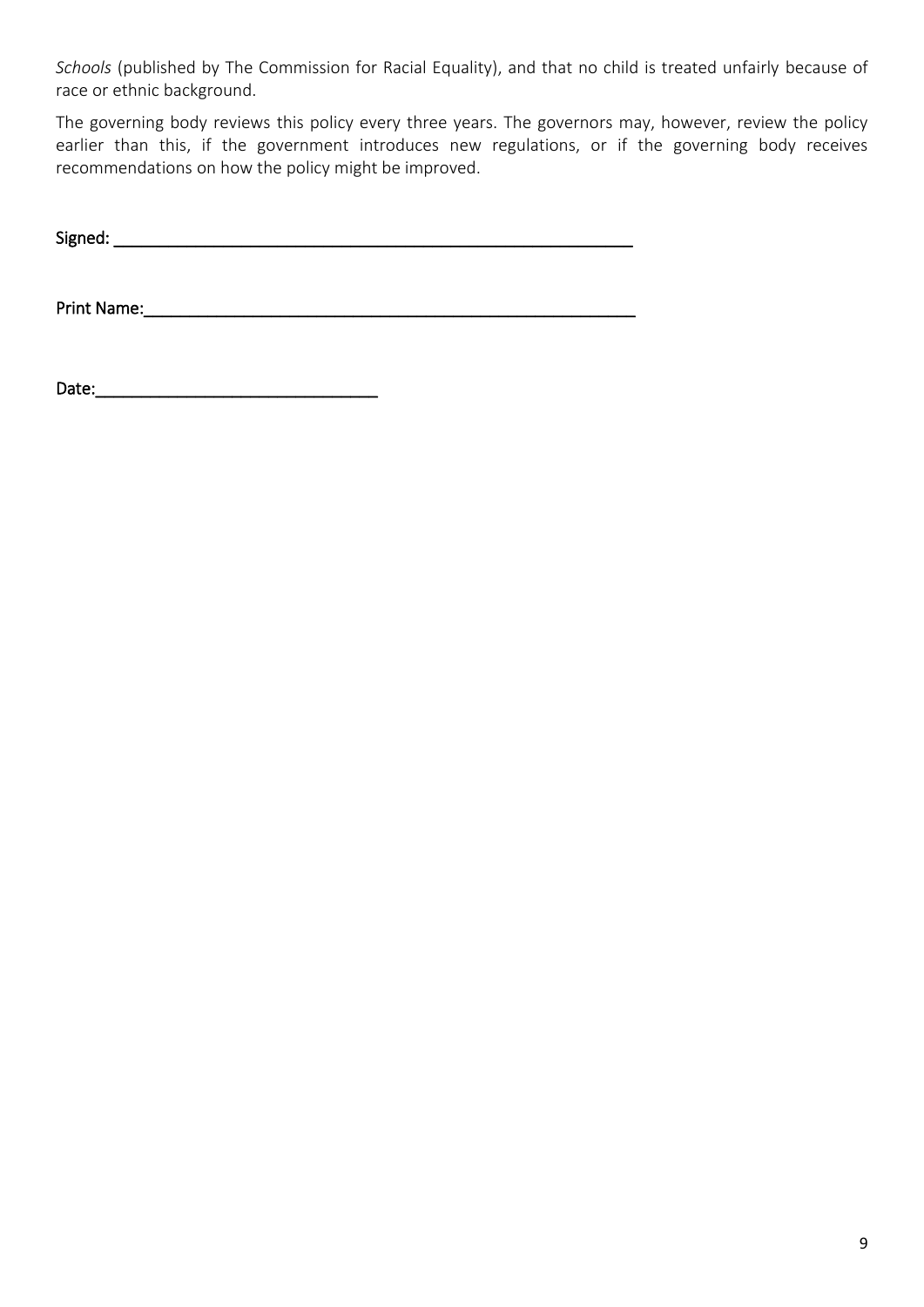*Schools* (published by The Commission for Racial Equality), and that no child is treated unfairly because of race or ethnic background.

The governing body reviews this policy every three years. The governors may, however, review the policy earlier than this, if the government introduces new regulations, or if the governing body receives recommendations on how the policy might be improved.

**Signed:** ___________________________________________________

**Print Name:**________________________________________________

**Date:**___________________________